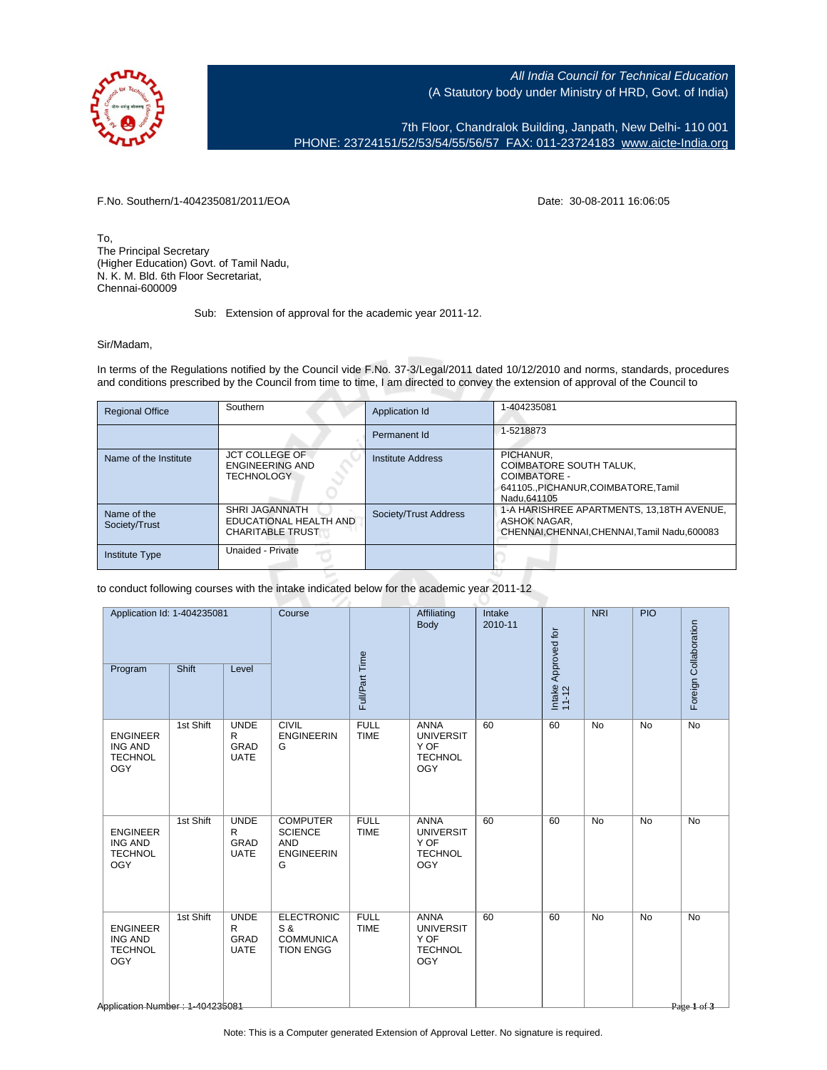All India Council for Technical Education
(A Statutory body under Ministry of HRD, Govt. of India)

7th Floor, Chandralok Building, Janpath, New Delhi- 110 001
PHONE: 23724151/52/53/54/55/56/57 FAX: 011-23724183 www.aicte-India.org

F.No. Southern/1-404235081/2011/EOA

Date: 30-08-2011 16:06:05

To,
The Principal Secretary
(Higher Education) Govt. of Tamil Nadu,
N. K. M. Bld. 6th Floor Secretariat,
Chennai-600009

Sub: Extension of approval for the academic year 2011-12.

Sir/Madam,

In terms of the Regulations notified by the Council vide F.No. 37-3/Legal/2011 dated 10/12/2010 and norms, standards, procedures and conditions prescribed by the Council from time to time, I am directed to convey the extension of approval of the Council to

| Regional Office | Southern | Application Id | 1-404235081 |
|---|---|---|---|
| | | Permanent Id | 1-5218873 |
| Name of the Institute | JCT COLLEGE OF ENGINEERING AND TECHNOLOGY | Institute Address | PICHANUR, COIMBATORE SOUTH TALUK, COIMBATORE - 641105.,PICHANUR,COIMBATORE,Tamil Nadu,641105 |
| Name of the Society/Trust | SHRI JAGANNATH EDUCATIONAL HEALTH AND CHARITABLE TRUST | Society/Trust Address | 1-A HARISHREE APARTMENTS, 13,18TH AVENUE, ASHOK NAGAR, CHENNAI,CHENNAI,CHENNAI,Tamil Nadu,600083 |
| Institute Type | Unaided - Private | | |

to conduct following courses with the intake indicated below for the academic year 2011-12

| Application Id: 1-404235081 | | | Course | Full/Part Time | Affiliating Body | Intake 2010-11 | Intake Approved for 11-12 | NRI | PIO | Foreign Collaboration |
|---|---|---|---|---|---|---|---|---|---|---|
| Program | Shift | Level | | | | | | | | |
| ENGINEERING AND TECHNOLOGY | 1st Shift | UNDER GRADUATE | CIVIL ENGINEERING | FULL TIME | ANNA UNIVERSITY OF TECHNOLOGY | 60 | 60 | No | No | No |
| ENGINEERING AND TECHNOLOGY | 1st Shift | UNDER GRADUATE | COMPUTER SCIENCE AND ENGINEERING | FULL TIME | ANNA UNIVERSITY OF TECHNOLOGY | 60 | 60 | No | No | No |
| ENGINEERING AND TECHNOLOGY | 1st Shift | UNDER GRADUATE | ELECTRONICS & COMMUNICATION ENGG | FULL TIME | ANNA UNIVERSITY OF TECHNOLOGY | 60 | 60 | No | No | No |

Note: This is a Computer generated Extension of Approval Letter. No signature is required.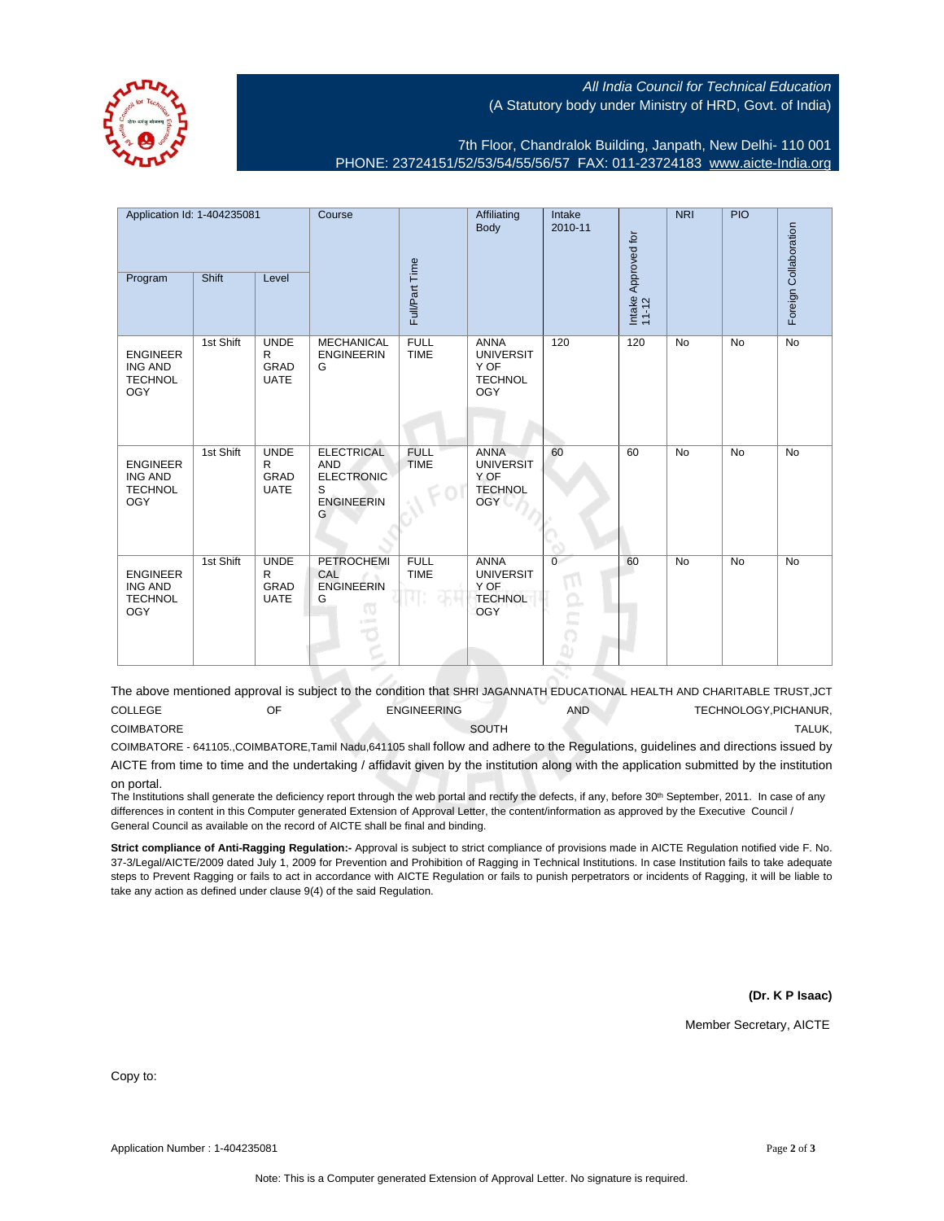All India Council for Technical Education
(A Statutory body under Ministry of HRD, Govt. of India)

7th Floor, Chandralok Building, Janpath, New Delhi- 110 001
PHONE: 23724151/52/53/54/55/56/57 FAX: 011-23724183 www.aicte-India.org

| Application Id: 1-404235081 | | | Course | Full/Part Time | Affiliating Body | Intake 2010-11 | Intake Approved for 11-12 | NRI | PIO | Foreign Collaboration |
|---|---|---|---|---|---|---|---|---|---|---|
| Program | Shift | Level | | | | | | | | |
| ENGINEERING AND TECHNOLOGY | 1st Shift | UNDER GRADUATE | MECHANICAL ENGINEERING | FULL TIME | ANNA UNIVERSITY OF TECHNOLOGY | 120 | 120 | No | No | No |
| ENGINEERING AND TECHNOLOGY | 1st Shift | UNDER GRADUATE | ELECTRICAL AND ELECTRONICS ENGINEERING | FULL TIME | ANNA UNIVERSITY OF TECHNOLOGY | 60 | 60 | No | No | No |
| ENGINEERING AND TECHNOLOGY | 1st Shift | UNDER GRADUATE | PETROCHEMICAL ENGINEERING | FULL TIME | ANNA UNIVERSITY OF TECHNOLOGY | 0 | 60 | No | No | No |

The above mentioned approval is subject to the condition that SHRI JAGANNATH EDUCATIONAL HEALTH AND CHARITABLE TRUST,JCT COLLEGE OF ENGINEERING AND TECHNOLOGY,PICHANUR, COIMBATORE SOUTH TALUK, COIMBATORE - 641105.,COIMBATORE,Tamil Nadu,641105 shall follow and adhere to the Regulations, guidelines and directions issued by AICTE from time to time and the undertaking / affidavit given by the institution along with the application submitted by the institution on portal.

The Institutions shall generate the deficiency report through the web portal and rectify the defects, if any, before 30th September, 2011. In case of any differences in content in this Computer generated Extension of Approval Letter, the content/information as approved by the Executive Council / General Council as available on the record of AICTE shall be final and binding.

**Strict compliance of Anti-Ragging Regulation:-** Approval is subject to strict compliance of provisions made in AICTE Regulation notified vide F. No. 37-3/Legal/AICTE/2009 dated July 1, 2009 for Prevention and Prohibition of Ragging in Technical Institutions. In case Institution fails to take adequate steps to Prevent Ragging or fails to act in accordance with AICTE Regulation or fails to punish perpetrators or incidents of Ragging, it will be liable to take any action as defined under clause 9(4) of the said Regulation.

**(Dr. K P Isaac)**

Member Secretary, AICTE

Copy to:

Application Number : 1-404235081

Note: This is a Computer generated Extension of Approval Letter. No signature is required.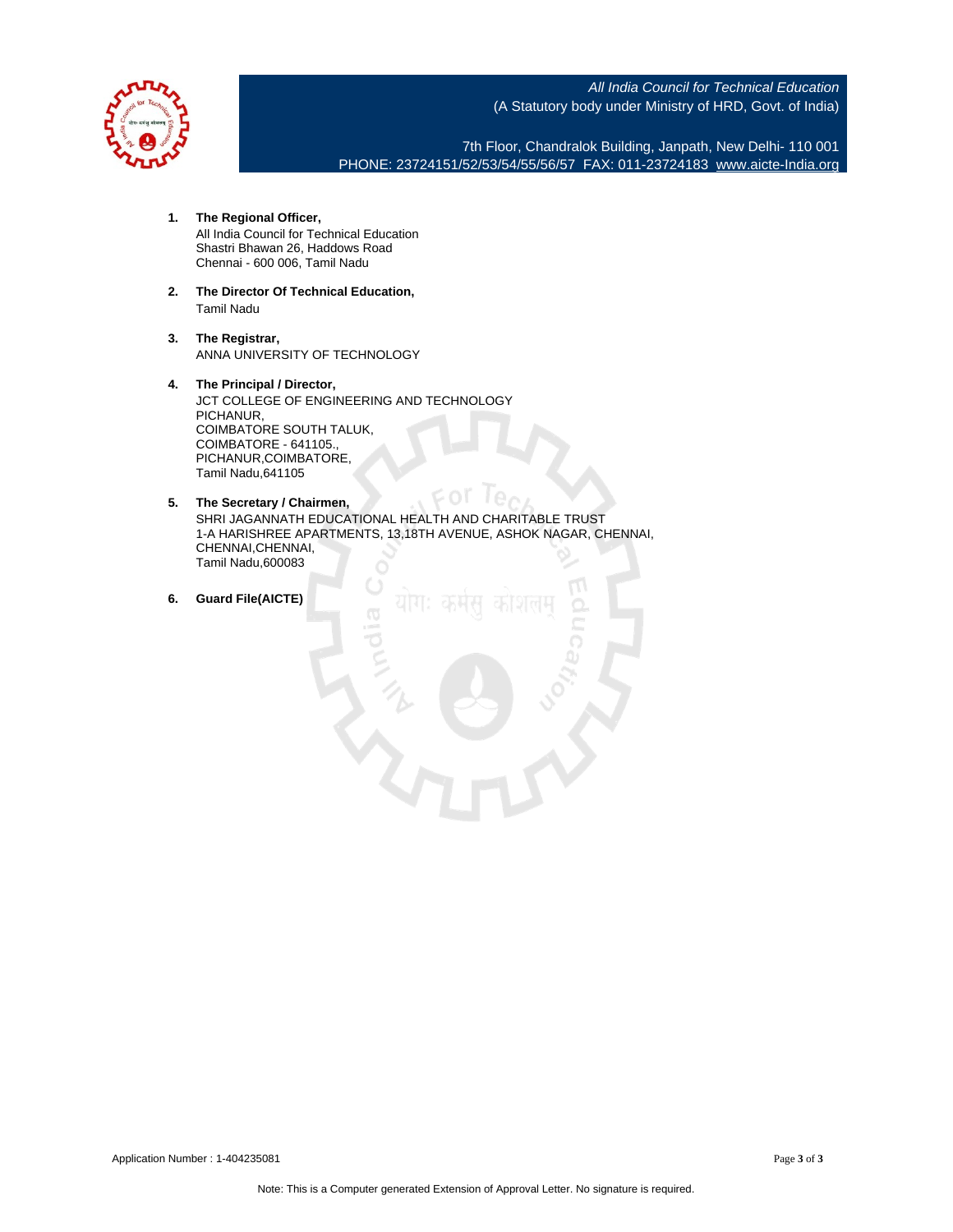1. **The Regional Officer,**
   All India Council for Technical Education
   Shastri Bhawan 26, Haddows Road
   Chennai - 600 006, Tamil Nadu

2. **The Director Of Technical Education,**
   Tamil Nadu

3. **The Registrar,**
   ANNA UNIVERSITY OF TECHNOLOGY

4. **The Principal / Director,**
   JCT COLLEGE OF ENGINEERING AND TECHNOLOGY
   PICHANUR,
   COIMBATORE SOUTH TALUK,
   COIMBATORE - 641105.,
   PICHANUR,COIMBATORE,
   Tamil Nadu,641105

5. **The Secretary / Chairmen,**
   SHRI JAGANNATH EDUCATIONAL HEALTH AND CHARITABLE TRUST
   1-A HARISHREE APARTMENTS, 13,18TH AVENUE, ASHOK NAGAR, CHENNAI,
   CHENNAI,CHENNAI,
   Tamil Nadu,600083

6. **Guard File(AICTE)**

Application Number : 1-404235081

Note: This is a Computer generated Extension of Approval Letter. No signature is required.